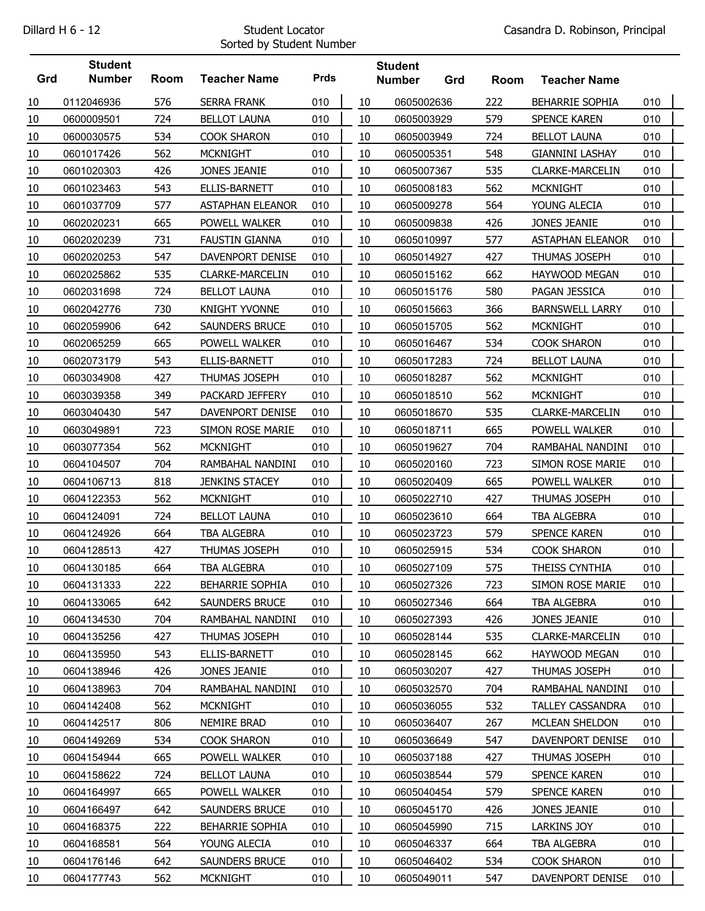Dillard H 6 - 12

Student Locator
Sorted by Student Number

Casandra D. Robinson, Principal

| Grd | Student Number | Room | Teacher Name | Prds |
|---|---|---|---|---|
| 10 | 0112046936 | 576 | SERRA FRANK | 010 |
| 10 | 0600009501 | 724 | BELLOT LAUNA | 010 |
| 10 | 0600030575 | 534 | COOK SHARON | 010 |
| 10 | 0601017426 | 562 | MCKNIGHT | 010 |
| 10 | 0601020303 | 426 | JONES JEANIE | 010 |
| 10 | 0601023463 | 543 | ELLIS-BARNETT | 010 |
| 10 | 0601037709 | 577 | ASTAPHAN ELEANOR | 010 |
| 10 | 0602020231 | 665 | POWELL WALKER | 010 |
| 10 | 0602020239 | 731 | FAUSTIN GIANNA | 010 |
| 10 | 0602020253 | 547 | DAVENPORT DENISE | 010 |
| 10 | 0602025862 | 535 | CLARKE-MARCELIN | 010 |
| 10 | 0602031698 | 724 | BELLOT LAUNA | 010 |
| 10 | 0602042776 | 730 | KNIGHT YVONNE | 010 |
| 10 | 0602059906 | 642 | SAUNDERS BRUCE | 010 |
| 10 | 0602065259 | 665 | POWELL WALKER | 010 |
| 10 | 0602073179 | 543 | ELLIS-BARNETT | 010 |
| 10 | 0603034908 | 427 | THUMAS JOSEPH | 010 |
| 10 | 0603039358 | 349 | PACKARD JEFFERY | 010 |
| 10 | 0603040430 | 547 | DAVENPORT DENISE | 010 |
| 10 | 0603049891 | 723 | SIMON ROSE MARIE | 010 |
| 10 | 0603077354 | 562 | MCKNIGHT | 010 |
| 10 | 0604104507 | 704 | RAMBAHAL NANDINI | 010 |
| 10 | 0604106713 | 818 | JENKINS STACEY | 010 |
| 10 | 0604122353 | 562 | MCKNIGHT | 010 |
| 10 | 0604124091 | 724 | BELLOT LAUNA | 010 |
| 10 | 0604124926 | 664 | TBA ALGEBRA | 010 |
| 10 | 0604128513 | 427 | THUMAS JOSEPH | 010 |
| 10 | 0604130185 | 664 | TBA ALGEBRA | 010 |
| 10 | 0604131333 | 222 | BEHARRIE SOPHIA | 010 |
| 10 | 0604133065 | 642 | SAUNDERS BRUCE | 010 |
| 10 | 0604134530 | 704 | RAMBAHAL NANDINI | 010 |
| 10 | 0604135256 | 427 | THUMAS JOSEPH | 010 |
| 10 | 0604135950 | 543 | ELLIS-BARNETT | 010 |
| 10 | 0604138946 | 426 | JONES JEANIE | 010 |
| 10 | 0604138963 | 704 | RAMBAHAL NANDINI | 010 |
| 10 | 0604142408 | 562 | MCKNIGHT | 010 |
| 10 | 0604142517 | 806 | NEMIRE BRAD | 010 |
| 10 | 0604149269 | 534 | COOK SHARON | 010 |
| 10 | 0604154944 | 665 | POWELL WALKER | 010 |
| 10 | 0604158622 | 724 | BELLOT LAUNA | 010 |
| 10 | 0604164997 | 665 | POWELL WALKER | 010 |
| 10 | 0604166497 | 642 | SAUNDERS BRUCE | 010 |
| 10 | 0604168375 | 222 | BEHARRIE SOPHIA | 010 |
| 10 | 0604168581 | 564 | YOUNG ALECIA | 010 |
| 10 | 0604176146 | 642 | SAUNDERS BRUCE | 010 |
| 10 | 0604177743 | 562 | MCKNIGHT | 010 |
| 10 | 0605002636 | 222 | BEHARRIE SOPHIA | 010 |
| 10 | 0605003929 | 579 | SPENCE KAREN | 010 |
| 10 | 0605003949 | 724 | BELLOT LAUNA | 010 |
| 10 | 0605005351 | 548 | GIANNINI LASHAY | 010 |
| 10 | 0605007367 | 535 | CLARKE-MARCELIN | 010 |
| 10 | 0605008183 | 562 | MCKNIGHT | 010 |
| 10 | 0605009278 | 564 | YOUNG ALECIA | 010 |
| 10 | 0605009838 | 426 | JONES JEANIE | 010 |
| 10 | 0605010997 | 577 | ASTAPHAN ELEANOR | 010 |
| 10 | 0605014927 | 427 | THUMAS JOSEPH | 010 |
| 10 | 0605015162 | 662 | HAYWOOD MEGAN | 010 |
| 10 | 0605015176 | 580 | PAGAN JESSICA | 010 |
| 10 | 0605015663 | 366 | BARNSWELL LARRY | 010 |
| 10 | 0605015705 | 562 | MCKNIGHT | 010 |
| 10 | 0605016467 | 534 | COOK SHARON | 010 |
| 10 | 0605017283 | 724 | BELLOT LAUNA | 010 |
| 10 | 0605018287 | 562 | MCKNIGHT | 010 |
| 10 | 0605018510 | 562 | MCKNIGHT | 010 |
| 10 | 0605018670 | 535 | CLARKE-MARCELIN | 010 |
| 10 | 0605018711 | 665 | POWELL WALKER | 010 |
| 10 | 0605019627 | 704 | RAMBAHAL NANDINI | 010 |
| 10 | 0605020160 | 723 | SIMON ROSE MARIE | 010 |
| 10 | 0605020409 | 665 | POWELL WALKER | 010 |
| 10 | 0605022710 | 427 | THUMAS JOSEPH | 010 |
| 10 | 0605023610 | 664 | TBA ALGEBRA | 010 |
| 10 | 0605023723 | 579 | SPENCE KAREN | 010 |
| 10 | 0605025915 | 534 | COOK SHARON | 010 |
| 10 | 0605027109 | 575 | THEISS CYNTHIA | 010 |
| 10 | 0605027326 | 723 | SIMON ROSE MARIE | 010 |
| 10 | 0605027346 | 664 | TBA ALGEBRA | 010 |
| 10 | 0605027393 | 426 | JONES JEANIE | 010 |
| 10 | 0605028144 | 535 | CLARKE-MARCELIN | 010 |
| 10 | 0605028145 | 662 | HAYWOOD MEGAN | 010 |
| 10 | 0605030207 | 427 | THUMAS JOSEPH | 010 |
| 10 | 0605032570 | 704 | RAMBAHAL NANDINI | 010 |
| 10 | 0605036055 | 532 | TALLEY CASSANDRA | 010 |
| 10 | 0605036407 | 267 | MCLEAN SHELDON | 010 |
| 10 | 0605036649 | 547 | DAVENPORT DENISE | 010 |
| 10 | 0605037188 | 427 | THUMAS JOSEPH | 010 |
| 10 | 0605038544 | 579 | SPENCE KAREN | 010 |
| 10 | 0605040454 | 579 | SPENCE KAREN | 010 |
| 10 | 0605045170 | 426 | JONES JEANIE | 010 |
| 10 | 0605045990 | 715 | LARKINS JOY | 010 |
| 10 | 0605046337 | 664 | TBA ALGEBRA | 010 |
| 10 | 0605046402 | 534 | COOK SHARON | 010 |
| 10 | 0605049011 | 547 | DAVENPORT DENISE | 010 |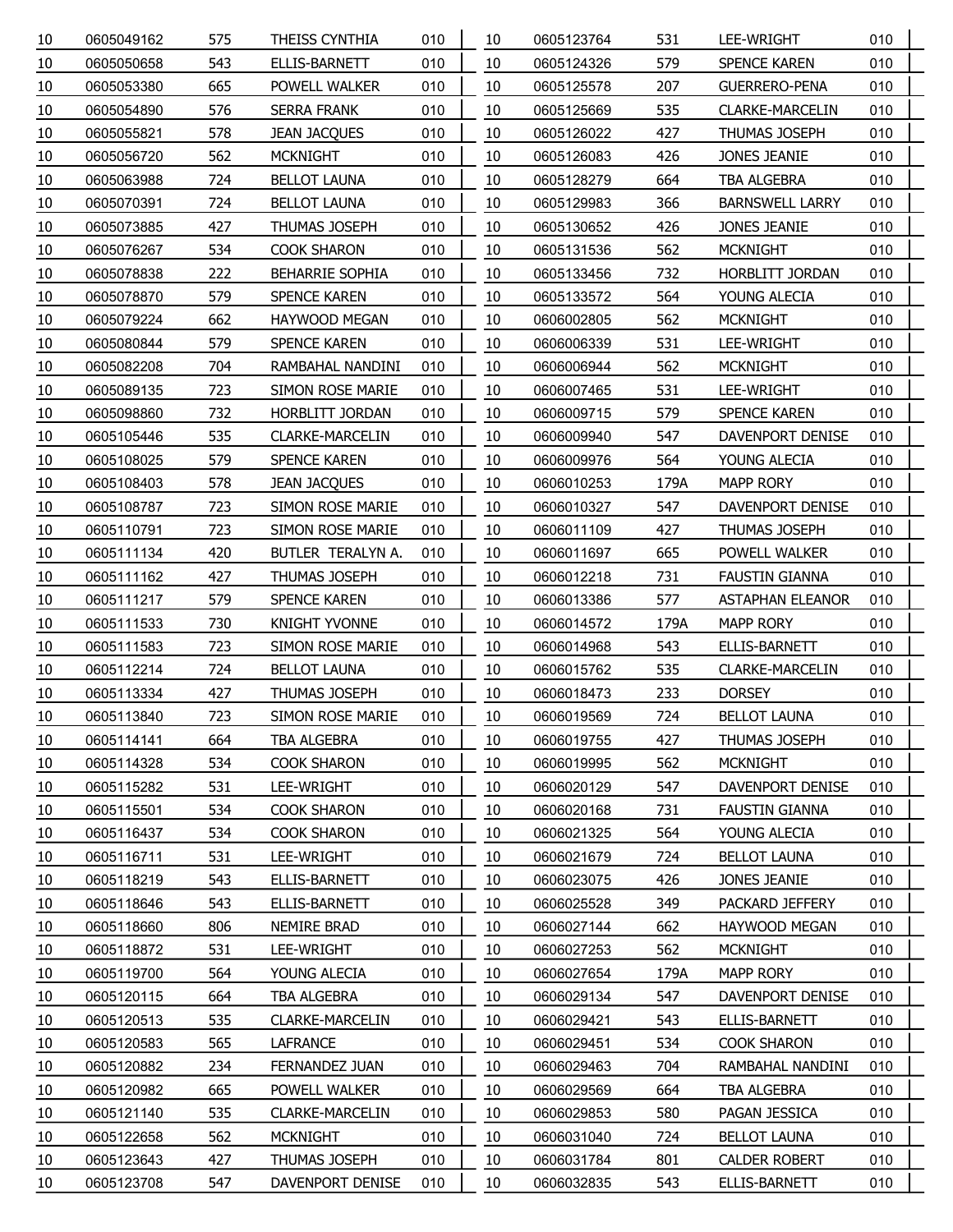| | | | | |
|---|---|---|---|---|
| 10 | 0605049162 | 575 | THEISS CYNTHIA | 010 |
| 10 | 0605050658 | 543 | ELLIS-BARNETT | 010 |
| 10 | 0605053380 | 665 | POWELL WALKER | 010 |
| 10 | 0605054890 | 576 | SERRA FRANK | 010 |
| 10 | 0605055821 | 578 | JEAN JACQUES | 010 |
| 10 | 0605056720 | 562 | MCKNIGHT | 010 |
| 10 | 0605063988 | 724 | BELLOT LAUNA | 010 |
| 10 | 0605070391 | 724 | BELLOT LAUNA | 010 |
| 10 | 0605073885 | 427 | THUMAS JOSEPH | 010 |
| 10 | 0605076267 | 534 | COOK SHARON | 010 |
| 10 | 0605078838 | 222 | BEHARRIE SOPHIA | 010 |
| 10 | 0605078870 | 579 | SPENCE KAREN | 010 |
| 10 | 0605079224 | 662 | HAYWOOD MEGAN | 010 |
| 10 | 0605080844 | 579 | SPENCE KAREN | 010 |
| 10 | 0605082208 | 704 | RAMBAHAL NANDINI | 010 |
| 10 | 0605089135 | 723 | SIMON ROSE MARIE | 010 |
| 10 | 0605098860 | 732 | HORBLITT JORDAN | 010 |
| 10 | 0605105446 | 535 | CLARKE-MARCELIN | 010 |
| 10 | 0605108025 | 579 | SPENCE KAREN | 010 |
| 10 | 0605108403 | 578 | JEAN JACQUES | 010 |
| 10 | 0605108787 | 723 | SIMON ROSE MARIE | 010 |
| 10 | 0605110791 | 723 | SIMON ROSE MARIE | 010 |
| 10 | 0605111134 | 420 | BUTLER TERALYN A. | 010 |
| 10 | 0605111162 | 427 | THUMAS JOSEPH | 010 |
| 10 | 0605111217 | 579 | SPENCE KAREN | 010 |
| 10 | 0605111533 | 730 | KNIGHT YVONNE | 010 |
| 10 | 0605111583 | 723 | SIMON ROSE MARIE | 010 |
| 10 | 0605112214 | 724 | BELLOT LAUNA | 010 |
| 10 | 0605113334 | 427 | THUMAS JOSEPH | 010 |
| 10 | 0605113840 | 723 | SIMON ROSE MARIE | 010 |
| 10 | 0605114141 | 664 | TBA ALGEBRA | 010 |
| 10 | 0605114328 | 534 | COOK SHARON | 010 |
| 10 | 0605115282 | 531 | LEE-WRIGHT | 010 |
| 10 | 0605115501 | 534 | COOK SHARON | 010 |
| 10 | 0605116437 | 534 | COOK SHARON | 010 |
| 10 | 0605116711 | 531 | LEE-WRIGHT | 010 |
| 10 | 0605118219 | 543 | ELLIS-BARNETT | 010 |
| 10 | 0605118646 | 543 | ELLIS-BARNETT | 010 |
| 10 | 0605118660 | 806 | NEMIRE BRAD | 010 |
| 10 | 0605118872 | 531 | LEE-WRIGHT | 010 |
| 10 | 0605119700 | 564 | YOUNG ALECIA | 010 |
| 10 | 0605120115 | 664 | TBA ALGEBRA | 010 |
| 10 | 0605120513 | 535 | CLARKE-MARCELIN | 010 |
| 10 | 0605120583 | 565 | LAFRANCE | 010 |
| 10 | 0605120882 | 234 | FERNANDEZ JUAN | 010 |
| 10 | 0605120982 | 665 | POWELL WALKER | 010 |
| 10 | 0605121140 | 535 | CLARKE-MARCELIN | 010 |
| 10 | 0605122658 | 562 | MCKNIGHT | 010 |
| 10 | 0605123643 | 427 | THUMAS JOSEPH | 010 |
| 10 | 0605123708 | 547 | DAVENPORT DENISE | 010 |
| 10 | 0605123764 | 531 | LEE-WRIGHT | 010 |
| 10 | 0605124326 | 579 | SPENCE KAREN | 010 |
| 10 | 0605125578 | 207 | GUERRERO-PENA | 010 |
| 10 | 0605125669 | 535 | CLARKE-MARCELIN | 010 |
| 10 | 0605126022 | 427 | THUMAS JOSEPH | 010 |
| 10 | 0605126083 | 426 | JONES JEANIE | 010 |
| 10 | 0605128279 | 664 | TBA ALGEBRA | 010 |
| 10 | 0605129983 | 366 | BARNSWELL LARRY | 010 |
| 10 | 0605130652 | 426 | JONES JEANIE | 010 |
| 10 | 0605131536 | 562 | MCKNIGHT | 010 |
| 10 | 0605133456 | 732 | HORBLITT JORDAN | 010 |
| 10 | 0605133572 | 564 | YOUNG ALECIA | 010 |
| 10 | 0606002805 | 562 | MCKNIGHT | 010 |
| 10 | 0606006339 | 531 | LEE-WRIGHT | 010 |
| 10 | 0606006944 | 562 | MCKNIGHT | 010 |
| 10 | 0606007465 | 531 | LEE-WRIGHT | 010 |
| 10 | 0606009715 | 579 | SPENCE KAREN | 010 |
| 10 | 0606009940 | 547 | DAVENPORT DENISE | 010 |
| 10 | 0606009976 | 564 | YOUNG ALECIA | 010 |
| 10 | 0606010253 | 179A | MAPP RORY | 010 |
| 10 | 0606010327 | 547 | DAVENPORT DENISE | 010 |
| 10 | 0606011109 | 427 | THUMAS JOSEPH | 010 |
| 10 | 0606011697 | 665 | POWELL WALKER | 010 |
| 10 | 0606012218 | 731 | FAUSTIN GIANNA | 010 |
| 10 | 0606013386 | 577 | ASTAPHAN ELEANOR | 010 |
| 10 | 0606014572 | 179A | MAPP RORY | 010 |
| 10 | 0606014968 | 543 | ELLIS-BARNETT | 010 |
| 10 | 0606015762 | 535 | CLARKE-MARCELIN | 010 |
| 10 | 0606018473 | 233 | DORSEY | 010 |
| 10 | 0606019569 | 724 | BELLOT LAUNA | 010 |
| 10 | 0606019755 | 427 | THUMAS JOSEPH | 010 |
| 10 | 0606019995 | 562 | MCKNIGHT | 010 |
| 10 | 0606020129 | 547 | DAVENPORT DENISE | 010 |
| 10 | 0606020168 | 731 | FAUSTIN GIANNA | 010 |
| 10 | 0606021325 | 564 | YOUNG ALECIA | 010 |
| 10 | 0606021679 | 724 | BELLOT LAUNA | 010 |
| 10 | 0606023075 | 426 | JONES JEANIE | 010 |
| 10 | 0606025528 | 349 | PACKARD JEFFERY | 010 |
| 10 | 0606027144 | 662 | HAYWOOD MEGAN | 010 |
| 10 | 0606027253 | 562 | MCKNIGHT | 010 |
| 10 | 0606027654 | 179A | MAPP RORY | 010 |
| 10 | 0606029134 | 547 | DAVENPORT DENISE | 010 |
| 10 | 0606029421 | 543 | ELLIS-BARNETT | 010 |
| 10 | 0606029451 | 534 | COOK SHARON | 010 |
| 10 | 0606029463 | 704 | RAMBAHAL NANDINI | 010 |
| 10 | 0606029569 | 664 | TBA ALGEBRA | 010 |
| 10 | 0606029853 | 580 | PAGAN JESSICA | 010 |
| 10 | 0606031040 | 724 | BELLOT LAUNA | 010 |
| 10 | 0606031784 | 801 | CALDER ROBERT | 010 |
| 10 | 0606032835 | 543 | ELLIS-BARNETT | 010 |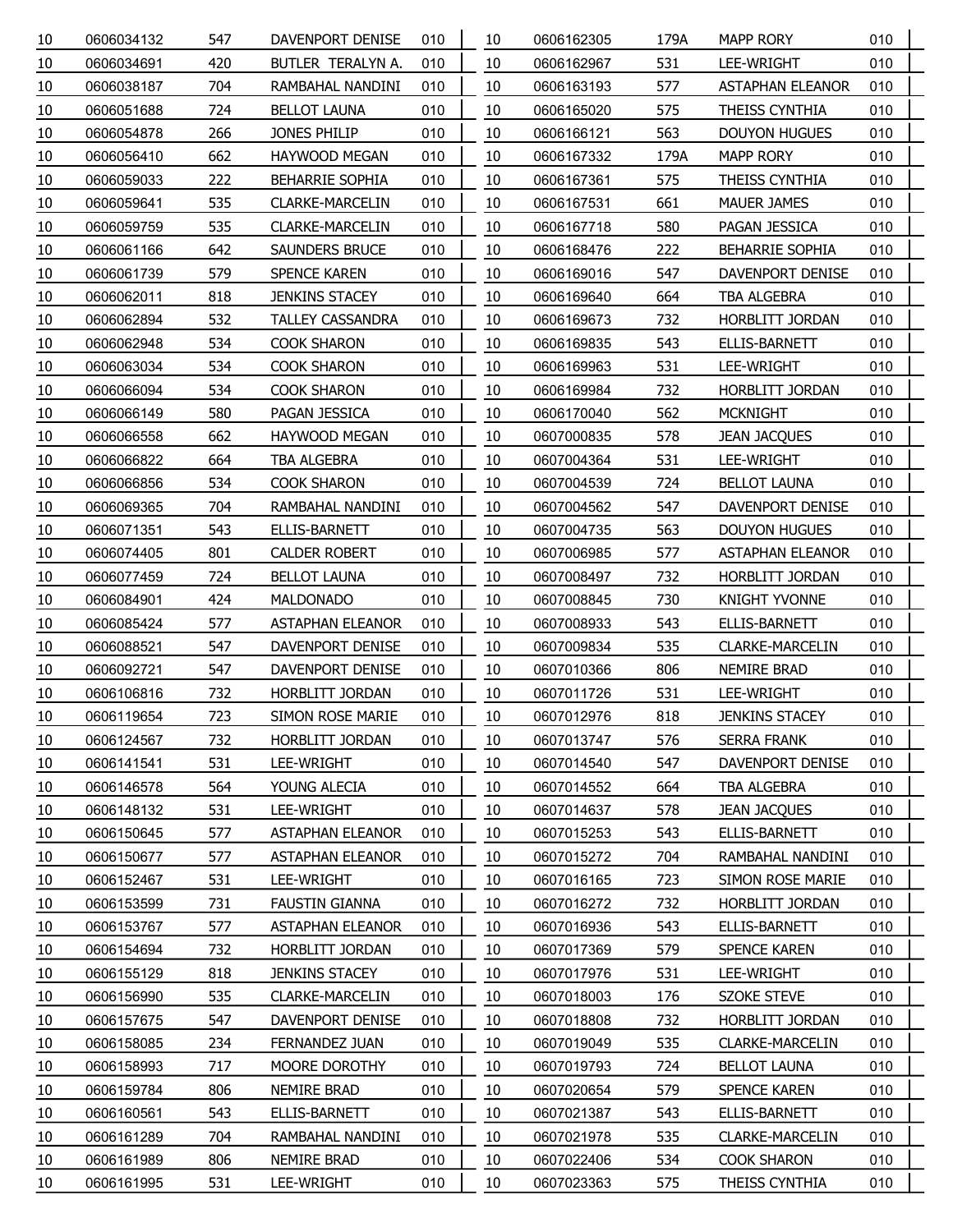| | | | | |
|---|---|---|---|---|
| 10 | 0606034132 | 547 | DAVENPORT DENISE | 010 |
| 10 | 0606034691 | 420 | BUTLER TERALYN A. | 010 |
| 10 | 0606038187 | 704 | RAMBAHAL NANDINI | 010 |
| 10 | 0606051688 | 724 | BELLOT LAUNA | 010 |
| 10 | 0606054878 | 266 | JONES PHILIP | 010 |
| 10 | 0606056410 | 662 | HAYWOOD MEGAN | 010 |
| 10 | 0606059033 | 222 | BEHARRIE SOPHIA | 010 |
| 10 | 0606059641 | 535 | CLARKE-MARCELIN | 010 |
| 10 | 0606059759 | 535 | CLARKE-MARCELIN | 010 |
| 10 | 0606061166 | 642 | SAUNDERS BRUCE | 010 |
| 10 | 0606061739 | 579 | SPENCE KAREN | 010 |
| 10 | 0606062011 | 818 | JENKINS STACEY | 010 |
| 10 | 0606062894 | 532 | TALLEY CASSANDRA | 010 |
| 10 | 0606062948 | 534 | COOK SHARON | 010 |
| 10 | 0606063034 | 534 | COOK SHARON | 010 |
| 10 | 0606066094 | 534 | COOK SHARON | 010 |
| 10 | 0606066149 | 580 | PAGAN JESSICA | 010 |
| 10 | 0606066558 | 662 | HAYWOOD MEGAN | 010 |
| 10 | 0606066822 | 664 | TBA ALGEBRA | 010 |
| 10 | 0606066856 | 534 | COOK SHARON | 010 |
| 10 | 0606069365 | 704 | RAMBAHAL NANDINI | 010 |
| 10 | 0606071351 | 543 | ELLIS-BARNETT | 010 |
| 10 | 0606074405 | 801 | CALDER ROBERT | 010 |
| 10 | 0606077459 | 724 | BELLOT LAUNA | 010 |
| 10 | 0606084901 | 424 | MALDONADO | 010 |
| 10 | 0606085424 | 577 | ASTAPHAN ELEANOR | 010 |
| 10 | 0606088521 | 547 | DAVENPORT DENISE | 010 |
| 10 | 0606092721 | 547 | DAVENPORT DENISE | 010 |
| 10 | 0606106816 | 732 | HORBLITT JORDAN | 010 |
| 10 | 0606119654 | 723 | SIMON ROSE MARIE | 010 |
| 10 | 0606124567 | 732 | HORBLITT JORDAN | 010 |
| 10 | 0606141541 | 531 | LEE-WRIGHT | 010 |
| 10 | 0606146578 | 564 | YOUNG ALECIA | 010 |
| 10 | 0606148132 | 531 | LEE-WRIGHT | 010 |
| 10 | 0606150645 | 577 | ASTAPHAN ELEANOR | 010 |
| 10 | 0606150677 | 577 | ASTAPHAN ELEANOR | 010 |
| 10 | 0606152467 | 531 | LEE-WRIGHT | 010 |
| 10 | 0606153599 | 731 | FAUSTIN GIANNA | 010 |
| 10 | 0606153767 | 577 | ASTAPHAN ELEANOR | 010 |
| 10 | 0606154694 | 732 | HORBLITT JORDAN | 010 |
| 10 | 0606155129 | 818 | JENKINS STACEY | 010 |
| 10 | 0606156990 | 535 | CLARKE-MARCELIN | 010 |
| 10 | 0606157675 | 547 | DAVENPORT DENISE | 010 |
| 10 | 0606158085 | 234 | FERNANDEZ JUAN | 010 |
| 10 | 0606158993 | 717 | MOORE DOROTHY | 010 |
| 10 | 0606159784 | 806 | NEMIRE BRAD | 010 |
| 10 | 0606160561 | 543 | ELLIS-BARNETT | 010 |
| 10 | 0606161289 | 704 | RAMBAHAL NANDINI | 010 |
| 10 | 0606161989 | 806 | NEMIRE BRAD | 010 |
| 10 | 0606161995 | 531 | LEE-WRIGHT | 010 |
| 10 | 0606162305 | 179A | MAPP RORY | 010 |
| 10 | 0606162967 | 531 | LEE-WRIGHT | 010 |
| 10 | 0606163193 | 577 | ASTAPHAN ELEANOR | 010 |
| 10 | 0606165020 | 575 | THEISS CYNTHIA | 010 |
| 10 | 0606166121 | 563 | DOUYON HUGUES | 010 |
| 10 | 0606167332 | 179A | MAPP RORY | 010 |
| 10 | 0606167361 | 575 | THEISS CYNTHIA | 010 |
| 10 | 0606167531 | 661 | MAUER JAMES | 010 |
| 10 | 0606167718 | 580 | PAGAN JESSICA | 010 |
| 10 | 0606168476 | 222 | BEHARRIE SOPHIA | 010 |
| 10 | 0606169016 | 547 | DAVENPORT DENISE | 010 |
| 10 | 0606169640 | 664 | TBA ALGEBRA | 010 |
| 10 | 0606169673 | 732 | HORBLITT JORDAN | 010 |
| 10 | 0606169835 | 543 | ELLIS-BARNETT | 010 |
| 10 | 0606169963 | 531 | LEE-WRIGHT | 010 |
| 10 | 0606169984 | 732 | HORBLITT JORDAN | 010 |
| 10 | 0606170040 | 562 | MCKNIGHT | 010 |
| 10 | 0607000835 | 578 | JEAN JACQUES | 010 |
| 10 | 0607004364 | 531 | LEE-WRIGHT | 010 |
| 10 | 0607004539 | 724 | BELLOT LAUNA | 010 |
| 10 | 0607004562 | 547 | DAVENPORT DENISE | 010 |
| 10 | 0607004735 | 563 | DOUYON HUGUES | 010 |
| 10 | 0607006985 | 577 | ASTAPHAN ELEANOR | 010 |
| 10 | 0607008497 | 732 | HORBLITT JORDAN | 010 |
| 10 | 0607008845 | 730 | KNIGHT YVONNE | 010 |
| 10 | 0607008933 | 543 | ELLIS-BARNETT | 010 |
| 10 | 0607009834 | 535 | CLARKE-MARCELIN | 010 |
| 10 | 0607010366 | 806 | NEMIRE BRAD | 010 |
| 10 | 0607011726 | 531 | LEE-WRIGHT | 010 |
| 10 | 0607012976 | 818 | JENKINS STACEY | 010 |
| 10 | 0607013747 | 576 | SERRA FRANK | 010 |
| 10 | 0607014540 | 547 | DAVENPORT DENISE | 010 |
| 10 | 0607014552 | 664 | TBA ALGEBRA | 010 |
| 10 | 0607014637 | 578 | JEAN JACQUES | 010 |
| 10 | 0607015253 | 543 | ELLIS-BARNETT | 010 |
| 10 | 0607015272 | 704 | RAMBAHAL NANDINI | 010 |
| 10 | 0607016165 | 723 | SIMON ROSE MARIE | 010 |
| 10 | 0607016272 | 732 | HORBLITT JORDAN | 010 |
| 10 | 0607016936 | 543 | ELLIS-BARNETT | 010 |
| 10 | 0607017369 | 579 | SPENCE KAREN | 010 |
| 10 | 0607017976 | 531 | LEE-WRIGHT | 010 |
| 10 | 0607018003 | 176 | SZOKE STEVE | 010 |
| 10 | 0607018808 | 732 | HORBLITT JORDAN | 010 |
| 10 | 0607019049 | 535 | CLARKE-MARCELIN | 010 |
| 10 | 0607019793 | 724 | BELLOT LAUNA | 010 |
| 10 | 0607020654 | 579 | SPENCE KAREN | 010 |
| 10 | 0607021387 | 543 | ELLIS-BARNETT | 010 |
| 10 | 0607021978 | 535 | CLARKE-MARCELIN | 010 |
| 10 | 0607022406 | 534 | COOK SHARON | 010 |
| 10 | 0607023363 | 575 | THEISS CYNTHIA | 010 |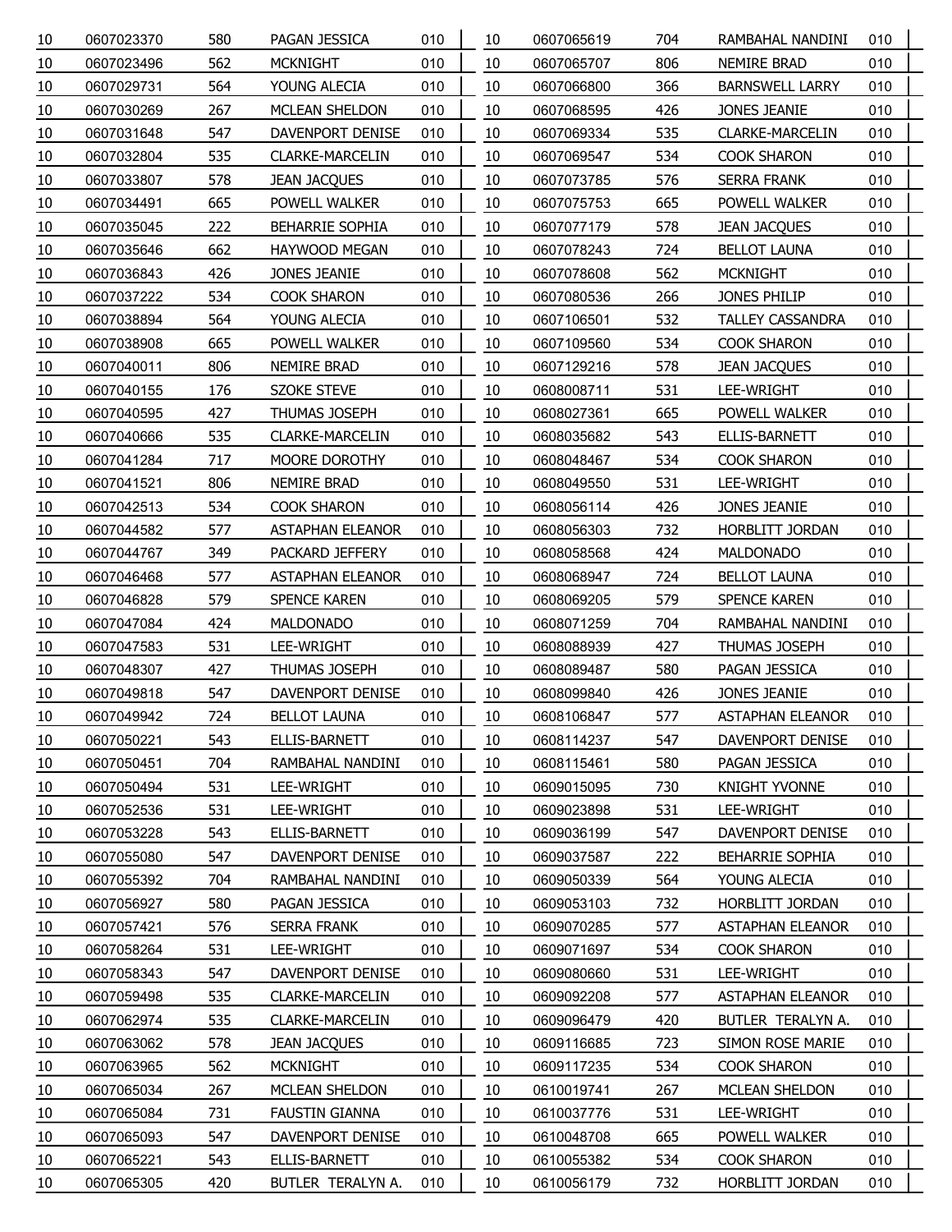| | | | | |
|---|---|---|---|---|
| 10 | 0607023370 | 580 | PAGAN JESSICA | 010 |
| 10 | 0607023496 | 562 | MCKNIGHT | 010 |
| 10 | 0607029731 | 564 | YOUNG ALECIA | 010 |
| 10 | 0607030269 | 267 | MCLEAN SHELDON | 010 |
| 10 | 0607031648 | 547 | DAVENPORT DENISE | 010 |
| 10 | 0607032804 | 535 | CLARKE-MARCELIN | 010 |
| 10 | 0607033807 | 578 | JEAN JACQUES | 010 |
| 10 | 0607034491 | 665 | POWELL WALKER | 010 |
| 10 | 0607035045 | 222 | BEHARRIE SOPHIA | 010 |
| 10 | 0607035646 | 662 | HAYWOOD MEGAN | 010 |
| 10 | 0607036843 | 426 | JONES JEANIE | 010 |
| 10 | 0607037222 | 534 | COOK SHARON | 010 |
| 10 | 0607038894 | 564 | YOUNG ALECIA | 010 |
| 10 | 0607038908 | 665 | POWELL WALKER | 010 |
| 10 | 0607040011 | 806 | NEMIRE BRAD | 010 |
| 10 | 0607040155 | 176 | SZOKE STEVE | 010 |
| 10 | 0607040595 | 427 | THUMAS JOSEPH | 010 |
| 10 | 0607040666 | 535 | CLARKE-MARCELIN | 010 |
| 10 | 0607041284 | 717 | MOORE DOROTHY | 010 |
| 10 | 0607041521 | 806 | NEMIRE BRAD | 010 |
| 10 | 0607042513 | 534 | COOK SHARON | 010 |
| 10 | 0607044582 | 577 | ASTAPHAN ELEANOR | 010 |
| 10 | 0607044767 | 349 | PACKARD JEFFERY | 010 |
| 10 | 0607046468 | 577 | ASTAPHAN ELEANOR | 010 |
| 10 | 0607046828 | 579 | SPENCE KAREN | 010 |
| 10 | 0607047084 | 424 | MALDONADO | 010 |
| 10 | 0607047583 | 531 | LEE-WRIGHT | 010 |
| 10 | 0607048307 | 427 | THUMAS JOSEPH | 010 |
| 10 | 0607049818 | 547 | DAVENPORT DENISE | 010 |
| 10 | 0607049942 | 724 | BELLOT LAUNA | 010 |
| 10 | 0607050221 | 543 | ELLIS-BARNETT | 010 |
| 10 | 0607050451 | 704 | RAMBAHAL NANDINI | 010 |
| 10 | 0607050494 | 531 | LEE-WRIGHT | 010 |
| 10 | 0607052536 | 531 | LEE-WRIGHT | 010 |
| 10 | 0607053228 | 543 | ELLIS-BARNETT | 010 |
| 10 | 0607055080 | 547 | DAVENPORT DENISE | 010 |
| 10 | 0607055392 | 704 | RAMBAHAL NANDINI | 010 |
| 10 | 0607056927 | 580 | PAGAN JESSICA | 010 |
| 10 | 0607057421 | 576 | SERRA FRANK | 010 |
| 10 | 0607058264 | 531 | LEE-WRIGHT | 010 |
| 10 | 0607058343 | 547 | DAVENPORT DENISE | 010 |
| 10 | 0607059498 | 535 | CLARKE-MARCELIN | 010 |
| 10 | 0607062974 | 535 | CLARKE-MARCELIN | 010 |
| 10 | 0607063062 | 578 | JEAN JACQUES | 010 |
| 10 | 0607063965 | 562 | MCKNIGHT | 010 |
| 10 | 0607065034 | 267 | MCLEAN SHELDON | 010 |
| 10 | 0607065084 | 731 | FAUSTIN GIANNA | 010 |
| 10 | 0607065093 | 547 | DAVENPORT DENISE | 010 |
| 10 | 0607065221 | 543 | ELLIS-BARNETT | 010 |
| 10 | 0607065305 | 420 | BUTLER TERALYN A. | 010 |
| 10 | 0607065619 | 704 | RAMBAHAL NANDINI | 010 |
| 10 | 0607065707 | 806 | NEMIRE BRAD | 010 |
| 10 | 0607066800 | 366 | BARNSWELL LARRY | 010 |
| 10 | 0607068595 | 426 | JONES JEANIE | 010 |
| 10 | 0607069334 | 535 | CLARKE-MARCELIN | 010 |
| 10 | 0607069547 | 534 | COOK SHARON | 010 |
| 10 | 0607073785 | 576 | SERRA FRANK | 010 |
| 10 | 0607075753 | 665 | POWELL WALKER | 010 |
| 10 | 0607077179 | 578 | JEAN JACQUES | 010 |
| 10 | 0607078243 | 724 | BELLOT LAUNA | 010 |
| 10 | 0607078608 | 562 | MCKNIGHT | 010 |
| 10 | 0607080536 | 266 | JONES PHILIP | 010 |
| 10 | 0607106501 | 532 | TALLEY CASSANDRA | 010 |
| 10 | 0607109560 | 534 | COOK SHARON | 010 |
| 10 | 0607129216 | 578 | JEAN JACQUES | 010 |
| 10 | 0608008711 | 531 | LEE-WRIGHT | 010 |
| 10 | 0608027361 | 665 | POWELL WALKER | 010 |
| 10 | 0608035682 | 543 | ELLIS-BARNETT | 010 |
| 10 | 0608048467 | 534 | COOK SHARON | 010 |
| 10 | 0608049550 | 531 | LEE-WRIGHT | 010 |
| 10 | 0608056114 | 426 | JONES JEANIE | 010 |
| 10 | 0608056303 | 732 | HORBLITT JORDAN | 010 |
| 10 | 0608058568 | 424 | MALDONADO | 010 |
| 10 | 0608068947 | 724 | BELLOT LAUNA | 010 |
| 10 | 0608069205 | 579 | SPENCE KAREN | 010 |
| 10 | 0608071259 | 704 | RAMBAHAL NANDINI | 010 |
| 10 | 0608088939 | 427 | THUMAS JOSEPH | 010 |
| 10 | 0608089487 | 580 | PAGAN JESSICA | 010 |
| 10 | 0608099840 | 426 | JONES JEANIE | 010 |
| 10 | 0608106847 | 577 | ASTAPHAN ELEANOR | 010 |
| 10 | 0608114237 | 547 | DAVENPORT DENISE | 010 |
| 10 | 0608115461 | 580 | PAGAN JESSICA | 010 |
| 10 | 0609015095 | 730 | KNIGHT YVONNE | 010 |
| 10 | 0609023898 | 531 | LEE-WRIGHT | 010 |
| 10 | 0609036199 | 547 | DAVENPORT DENISE | 010 |
| 10 | 0609037587 | 222 | BEHARRIE SOPHIA | 010 |
| 10 | 0609050339 | 564 | YOUNG ALECIA | 010 |
| 10 | 0609053103 | 732 | HORBLITT JORDAN | 010 |
| 10 | 0609070285 | 577 | ASTAPHAN ELEANOR | 010 |
| 10 | 0609071697 | 534 | COOK SHARON | 010 |
| 10 | 0609080660 | 531 | LEE-WRIGHT | 010 |
| 10 | 0609092208 | 577 | ASTAPHAN ELEANOR | 010 |
| 10 | 0609096479 | 420 | BUTLER TERALYN A. | 010 |
| 10 | 0609116685 | 723 | SIMON ROSE MARIE | 010 |
| 10 | 0609117235 | 534 | COOK SHARON | 010 |
| 10 | 0610019741 | 267 | MCLEAN SHELDON | 010 |
| 10 | 0610037776 | 531 | LEE-WRIGHT | 010 |
| 10 | 0610048708 | 665 | POWELL WALKER | 010 |
| 10 | 0610055382 | 534 | COOK SHARON | 010 |
| 10 | 0610056179 | 732 | HORBLITT JORDAN | 010 |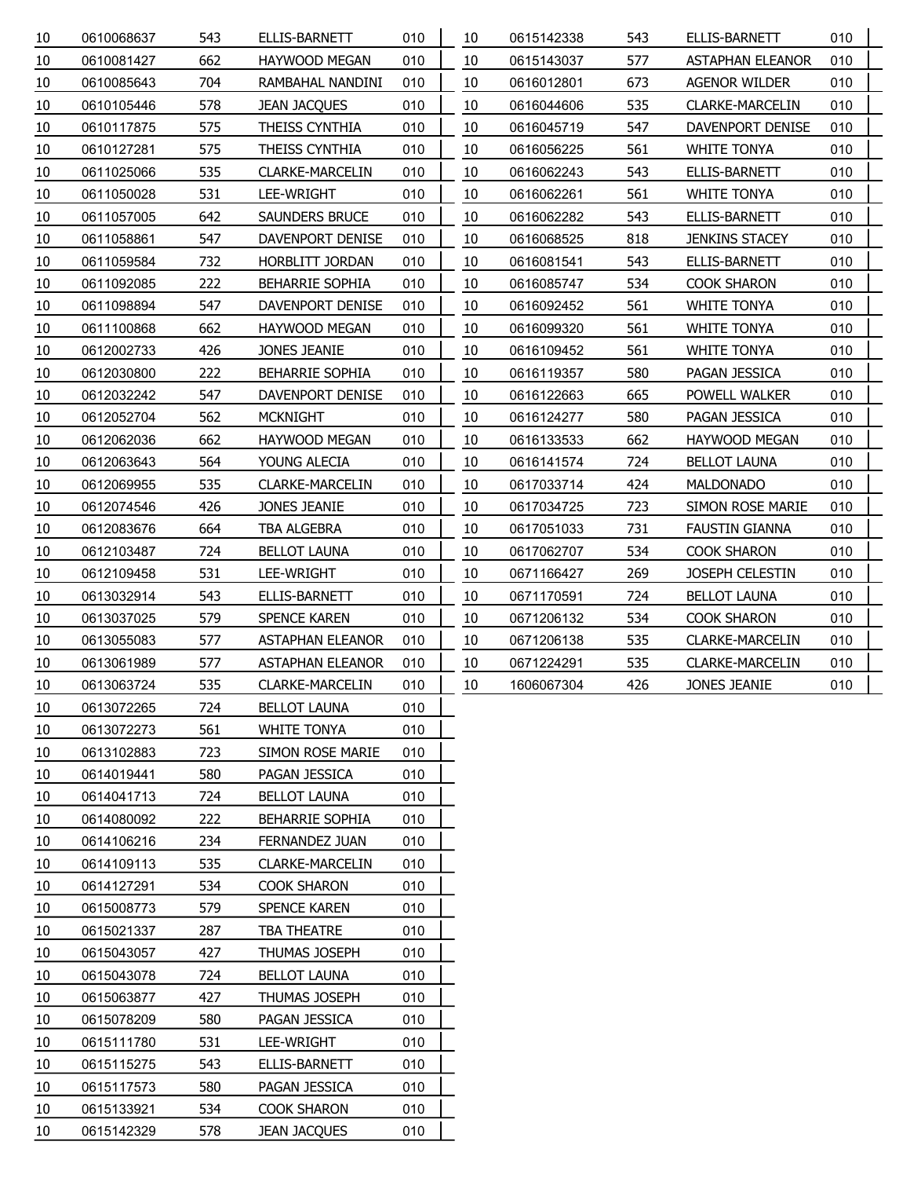| | | | | |
|---|---|---|---|---|
| 10 | 0610068637 | 543 | ELLIS-BARNETT | 010 |
| 10 | 0610081427 | 662 | HAYWOOD MEGAN | 010 |
| 10 | 0610085643 | 704 | RAMBAHAL NANDINI | 010 |
| 10 | 0610105446 | 578 | JEAN JACQUES | 010 |
| 10 | 0610117875 | 575 | THEISS CYNTHIA | 010 |
| 10 | 0610127281 | 575 | THEISS CYNTHIA | 010 |
| 10 | 0611025066 | 535 | CLARKE-MARCELIN | 010 |
| 10 | 0611050028 | 531 | LEE-WRIGHT | 010 |
| 10 | 0611057005 | 642 | SAUNDERS BRUCE | 010 |
| 10 | 0611058861 | 547 | DAVENPORT DENISE | 010 |
| 10 | 0611059584 | 732 | HORBLITT JORDAN | 010 |
| 10 | 0611092085 | 222 | BEHARRIE SOPHIA | 010 |
| 10 | 0611098894 | 547 | DAVENPORT DENISE | 010 |
| 10 | 0611100868 | 662 | HAYWOOD MEGAN | 010 |
| 10 | 0612002733 | 426 | JONES JEANIE | 010 |
| 10 | 0612030800 | 222 | BEHARRIE SOPHIA | 010 |
| 10 | 0612032242 | 547 | DAVENPORT DENISE | 010 |
| 10 | 0612052704 | 562 | MCKNIGHT | 010 |
| 10 | 0612062036 | 662 | HAYWOOD MEGAN | 010 |
| 10 | 0612063643 | 564 | YOUNG ALECIA | 010 |
| 10 | 0612069955 | 535 | CLARKE-MARCELIN | 010 |
| 10 | 0612074546 | 426 | JONES JEANIE | 010 |
| 10 | 0612083676 | 664 | TBA ALGEBRA | 010 |
| 10 | 0612103487 | 724 | BELLOT LAUNA | 010 |
| 10 | 0612109458 | 531 | LEE-WRIGHT | 010 |
| 10 | 0613032914 | 543 | ELLIS-BARNETT | 010 |
| 10 | 0613037025 | 579 | SPENCE KAREN | 010 |
| 10 | 0613055083 | 577 | ASTAPHAN ELEANOR | 010 |
| 10 | 0613061989 | 577 | ASTAPHAN ELEANOR | 010 |
| 10 | 0613063724 | 535 | CLARKE-MARCELIN | 010 |
| 10 | 0613072265 | 724 | BELLOT LAUNA | 010 |
| 10 | 0613072273 | 561 | WHITE TONYA | 010 |
| 10 | 0613102883 | 723 | SIMON ROSE MARIE | 010 |
| 10 | 0614019441 | 580 | PAGAN JESSICA | 010 |
| 10 | 0614041713 | 724 | BELLOT LAUNA | 010 |
| 10 | 0614080092 | 222 | BEHARRIE SOPHIA | 010 |
| 10 | 0614106216 | 234 | FERNANDEZ JUAN | 010 |
| 10 | 0614109113 | 535 | CLARKE-MARCELIN | 010 |
| 10 | 0614127291 | 534 | COOK SHARON | 010 |
| 10 | 0615008773 | 579 | SPENCE KAREN | 010 |
| 10 | 0615021337 | 287 | TBA THEATRE | 010 |
| 10 | 0615043057 | 427 | THUMAS JOSEPH | 010 |
| 10 | 0615043078 | 724 | BELLOT LAUNA | 010 |
| 10 | 0615063877 | 427 | THUMAS JOSEPH | 010 |
| 10 | 0615078209 | 580 | PAGAN JESSICA | 010 |
| 10 | 0615111780 | 531 | LEE-WRIGHT | 010 |
| 10 | 0615115275 | 543 | ELLIS-BARNETT | 010 |
| 10 | 0615117573 | 580 | PAGAN JESSICA | 010 |
| 10 | 0615133921 | 534 | COOK SHARON | 010 |
| 10 | 0615142329 | 578 | JEAN JACQUES | 010 |
| 10 | 0615142338 | 543 | ELLIS-BARNETT | 010 |
| 10 | 0615143037 | 577 | ASTAPHAN ELEANOR | 010 |
| 10 | 0616012801 | 673 | AGENOR WILDER | 010 |
| 10 | 0616044606 | 535 | CLARKE-MARCELIN | 010 |
| 10 | 0616045719 | 547 | DAVENPORT DENISE | 010 |
| 10 | 0616056225 | 561 | WHITE TONYA | 010 |
| 10 | 0616062243 | 543 | ELLIS-BARNETT | 010 |
| 10 | 0616062261 | 561 | WHITE TONYA | 010 |
| 10 | 0616062282 | 543 | ELLIS-BARNETT | 010 |
| 10 | 0616068525 | 818 | JENKINS STACEY | 010 |
| 10 | 0616081541 | 543 | ELLIS-BARNETT | 010 |
| 10 | 0616085747 | 534 | COOK SHARON | 010 |
| 10 | 0616092452 | 561 | WHITE TONYA | 010 |
| 10 | 0616099320 | 561 | WHITE TONYA | 010 |
| 10 | 0616109452 | 561 | WHITE TONYA | 010 |
| 10 | 0616119357 | 580 | PAGAN JESSICA | 010 |
| 10 | 0616122663 | 665 | POWELL WALKER | 010 |
| 10 | 0616124277 | 580 | PAGAN JESSICA | 010 |
| 10 | 0616133533 | 662 | HAYWOOD MEGAN | 010 |
| 10 | 0616141574 | 724 | BELLOT LAUNA | 010 |
| 10 | 0617033714 | 424 | MALDONADO | 010 |
| 10 | 0617034725 | 723 | SIMON ROSE MARIE | 010 |
| 10 | 0617051033 | 731 | FAUSTIN GIANNA | 010 |
| 10 | 0617062707 | 534 | COOK SHARON | 010 |
| 10 | 0671166427 | 269 | JOSEPH CELESTIN | 010 |
| 10 | 0671170591 | 724 | BELLOT LAUNA | 010 |
| 10 | 0671206132 | 534 | COOK SHARON | 010 |
| 10 | 0671206138 | 535 | CLARKE-MARCELIN | 010 |
| 10 | 0671224291 | 535 | CLARKE-MARCELIN | 010 |
| 10 | 1606067304 | 426 | JONES JEANIE | 010 |